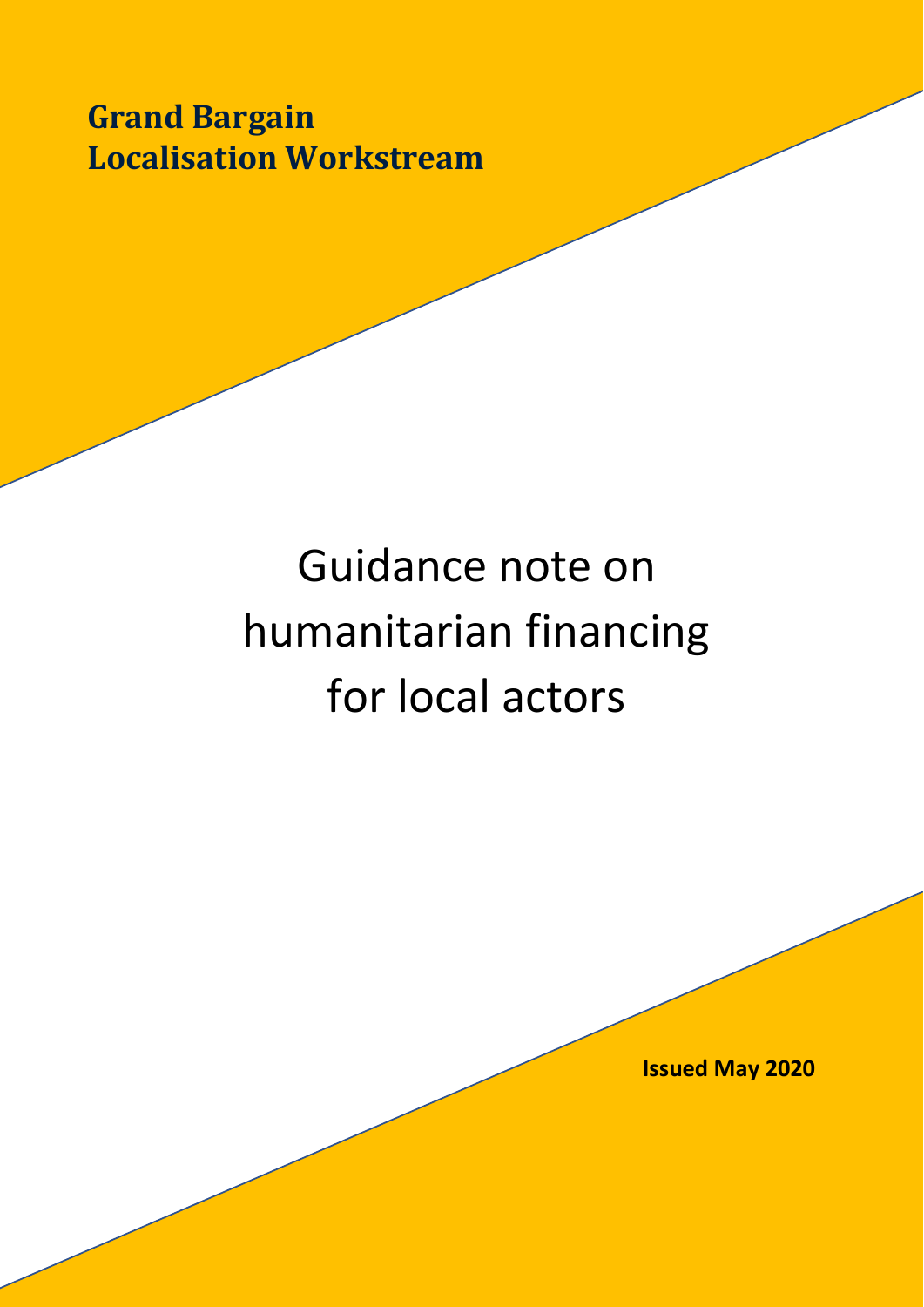**Grand Bargain**
**Localisation Workstream**

# Guidance note on humanitarian financing for local actors

**Issued May 2020**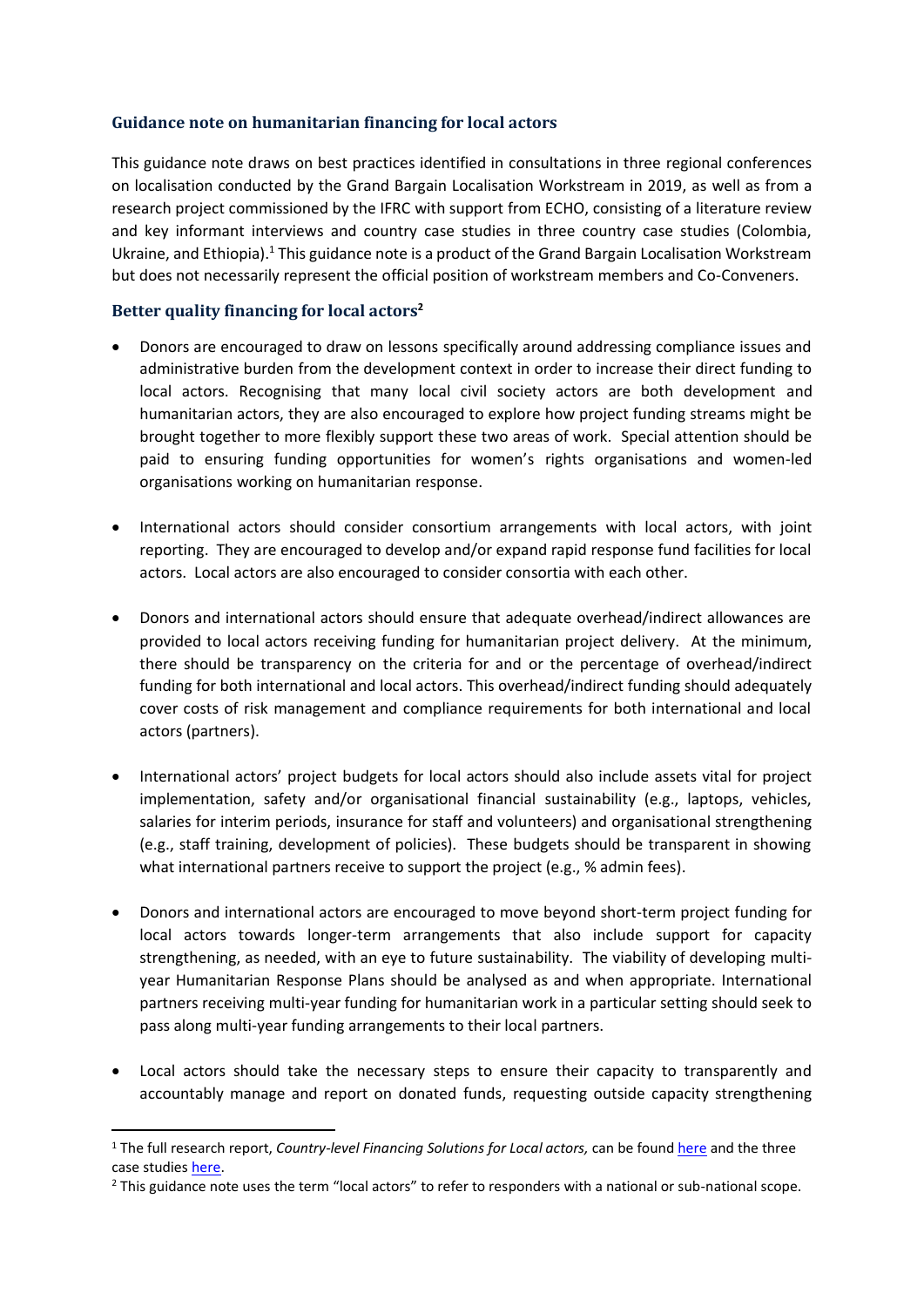## Guidance note on humanitarian financing for local actors

This guidance note draws on best practices identified in consultations in three regional conferences on localisation conducted by the Grand Bargain Localisation Workstream in 2019, as well as from a research project commissioned by the IFRC with support from ECHO, consisting of a literature review and key informant interviews and country case studies in three country case studies (Colombia, Ukraine, and Ethiopia).[1] This guidance note is a product of the Grand Bargain Localisation Workstream but does not necessarily represent the official position of workstream members and Co-Conveners.

### Better quality financing for local actors[2]

- Donors are encouraged to draw on lessons specifically around addressing compliance issues and administrative burden from the development context in order to increase their direct funding to local actors. Recognising that many local civil society actors are both development and humanitarian actors, they are also encouraged to explore how project funding streams might be brought together to more flexibly support these two areas of work. Special attention should be paid to ensuring funding opportunities for women's rights organisations and women-led organisations working on humanitarian response.

- International actors should consider consortium arrangements with local actors, with joint reporting. They are encouraged to develop and/or expand rapid response fund facilities for local actors. Local actors are also encouraged to consider consortia with each other.

- Donors and international actors should ensure that adequate overhead/indirect allowances are provided to local actors receiving funding for humanitarian project delivery. At the minimum, there should be transparency on the criteria for and or the percentage of overhead/indirect funding for both international and local actors. This overhead/indirect funding should adequately cover costs of risk management and compliance requirements for both international and local actors (partners).

- International actors' project budgets for local actors should also include assets vital for project implementation, safety and/or organisational financial sustainability (e.g., laptops, vehicles, salaries for interim periods, insurance for staff and volunteers) and organisational strengthening (e.g., staff training, development of policies). These budgets should be transparent in showing what international partners receive to support the project (e.g., % admin fees).

- Donors and international actors are encouraged to move beyond short-term project funding for local actors towards longer-term arrangements that also include support for capacity strengthening, as needed, with an eye to future sustainability. The viability of developing multi-year Humanitarian Response Plans should be analysed as and when appropriate. International partners receiving multi-year funding for humanitarian work in a particular setting should seek to pass along multi-year funding arrangements to their local partners.

- Local actors should take the necessary steps to ensure their capacity to transparently and accountably manage and report on donated funds, requesting outside capacity strengthening

---

[1] The full research report, *Country-level Financing Solutions for Local actors,* can be found here and the three case studies here.

[2] This guidance note uses the term "local actors" to refer to responders with a national or sub-national scope.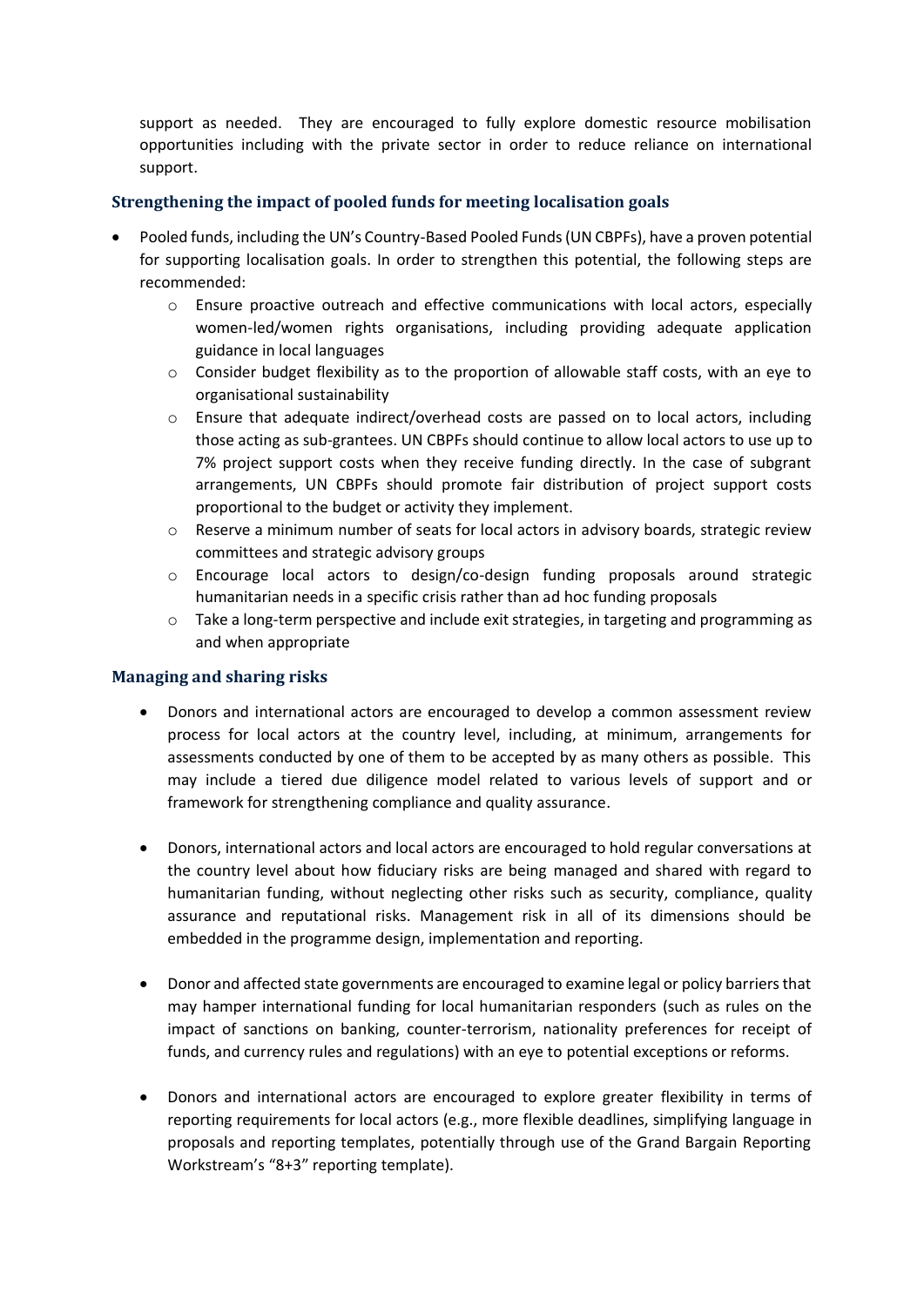support as needed. They are encouraged to fully explore domestic resource mobilisation opportunities including with the private sector in order to reduce reliance on international support.

### Strengthening the impact of pooled funds for meeting localisation goals

- Pooled funds, including the UN's Country-Based Pooled Funds (UN CBPFs), have a proven potential for supporting localisation goals. In order to strengthen this potential, the following steps are recommended:
  - Ensure proactive outreach and effective communications with local actors, especially women-led/women rights organisations, including providing adequate application guidance in local languages
  - Consider budget flexibility as to the proportion of allowable staff costs, with an eye to organisational sustainability
  - Ensure that adequate indirect/overhead costs are passed on to local actors, including those acting as sub-grantees. UN CBPFs should continue to allow local actors to use up to 7% project support costs when they receive funding directly. In the case of subgrant arrangements, UN CBPFs should promote fair distribution of project support costs proportional to the budget or activity they implement.
  - Reserve a minimum number of seats for local actors in advisory boards, strategic review committees and strategic advisory groups
  - Encourage local actors to design/co-design funding proposals around strategic humanitarian needs in a specific crisis rather than ad hoc funding proposals
  - Take a long-term perspective and include exit strategies, in targeting and programming as and when appropriate

### Managing and sharing risks

- Donors and international actors are encouraged to develop a common assessment review process for local actors at the country level, including, at minimum, arrangements for assessments conducted by one of them to be accepted by as many others as possible. This may include a tiered due diligence model related to various levels of support and or framework for strengthening compliance and quality assurance.

- Donors, international actors and local actors are encouraged to hold regular conversations at the country level about how fiduciary risks are being managed and shared with regard to humanitarian funding, without neglecting other risks such as security, compliance, quality assurance and reputational risks. Management risk in all of its dimensions should be embedded in the programme design, implementation and reporting.

- Donor and affected state governments are encouraged to examine legal or policy barriers that may hamper international funding for local humanitarian responders (such as rules on the impact of sanctions on banking, counter-terrorism, nationality preferences for receipt of funds, and currency rules and regulations) with an eye to potential exceptions or reforms.

- Donors and international actors are encouraged to explore greater flexibility in terms of reporting requirements for local actors (e.g., more flexible deadlines, simplifying language in proposals and reporting templates, potentially through use of the Grand Bargain Reporting Workstream's "8+3" reporting template).